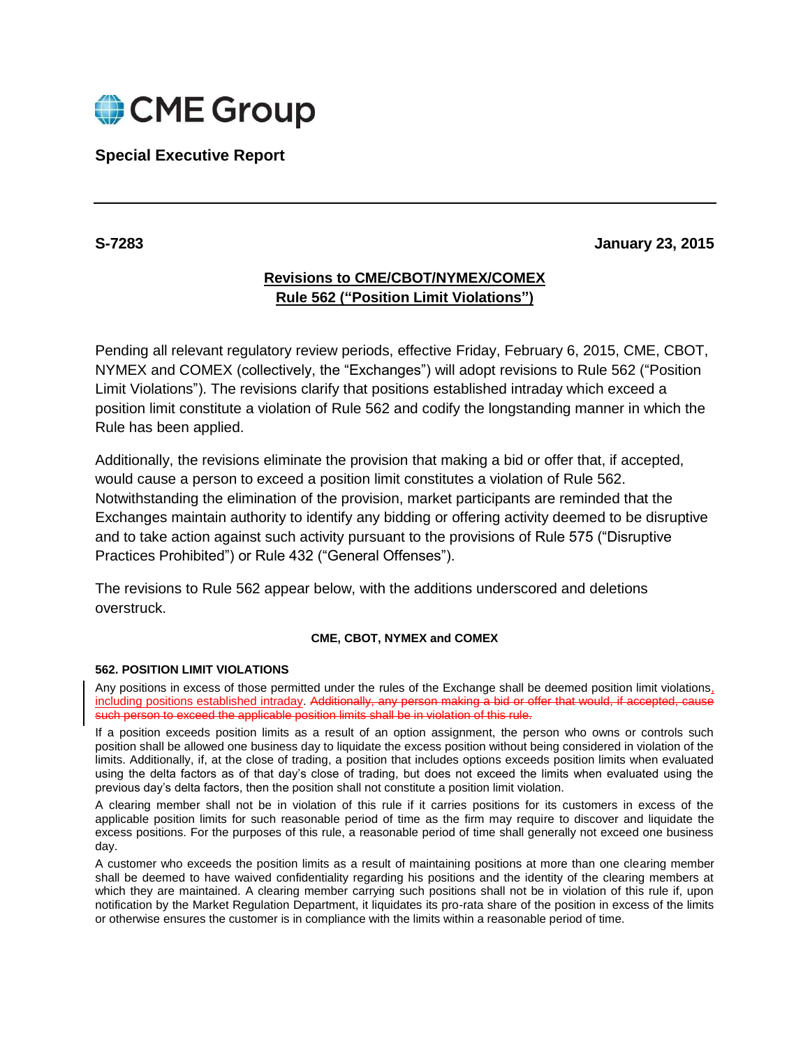CME Group

**Special Executive Report**

**S-7283** **January 23, 2015**

## Revisions to CME/CBOT/NYMEX/COMEX Rule 562 ("Position Limit Violations")

Pending all relevant regulatory review periods, effective Friday, February 6, 2015, CME, CBOT, NYMEX and COMEX (collectively, the "Exchanges") will adopt revisions to Rule 562 ("Position Limit Violations"). The revisions clarify that positions established intraday which exceed a position limit constitute a violation of Rule 562 and codify the longstanding manner in which the Rule has been applied.

Additionally, the revisions eliminate the provision that making a bid or offer that, if accepted, would cause a person to exceed a position limit constitutes a violation of Rule 562. Notwithstanding the elimination of the provision, market participants are reminded that the Exchanges maintain authority to identify any bidding or offering activity deemed to be disruptive and to take action against such activity pursuant to the provisions of Rule 575 ("Disruptive Practices Prohibited") or Rule 432 ("General Offenses").

The revisions to Rule 562 appear below, with the additions underscored and deletions overstruck.

**CME, CBOT, NYMEX and COMEX**

**562. POSITION LIMIT VIOLATIONS**

Any positions in excess of those permitted under the rules of the Exchange shall be deemed position limit violations<u>, including positions established intraday</u>. ~~Additionally, any person making a bid or offer that would, if accepted, cause such person to exceed the applicable position limits shall be in violation of this rule.~~

If a position exceeds position limits as a result of an option assignment, the person who owns or controls such position shall be allowed one business day to liquidate the excess position without being considered in violation of the limits. Additionally, if, at the close of trading, a position that includes options exceeds position limits when evaluated using the delta factors as of that day's close of trading, but does not exceed the limits when evaluated using the previous day's delta factors, then the position shall not constitute a position limit violation.

A clearing member shall not be in violation of this rule if it carries positions for its customers in excess of the applicable position limits for such reasonable period of time as the firm may require to discover and liquidate the excess positions. For the purposes of this rule, a reasonable period of time shall generally not exceed one business day.

A customer who exceeds the position limits as a result of maintaining positions at more than one clearing member shall be deemed to have waived confidentiality regarding his positions and the identity of the clearing members at which they are maintained. A clearing member carrying such positions shall not be in violation of this rule if, upon notification by the Market Regulation Department, it liquidates its pro-rata share of the position in excess of the limits or otherwise ensures the customer is in compliance with the limits within a reasonable period of time.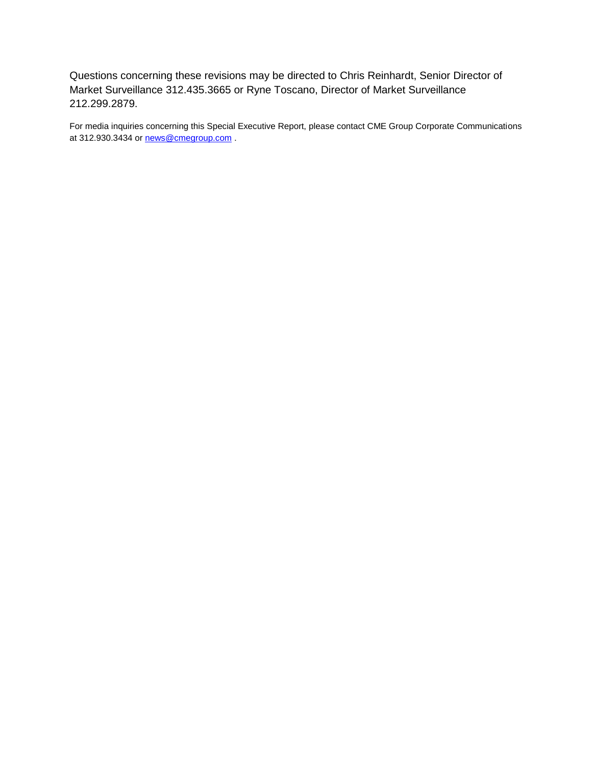Questions concerning these revisions may be directed to Chris Reinhardt, Senior Director of Market Surveillance 312.435.3665 or Ryne Toscano, Director of Market Surveillance 212.299.2879.

For media inquiries concerning this Special Executive Report, please contact CME Group Corporate Communications at 312.930.3434 or news@cmegroup.com .